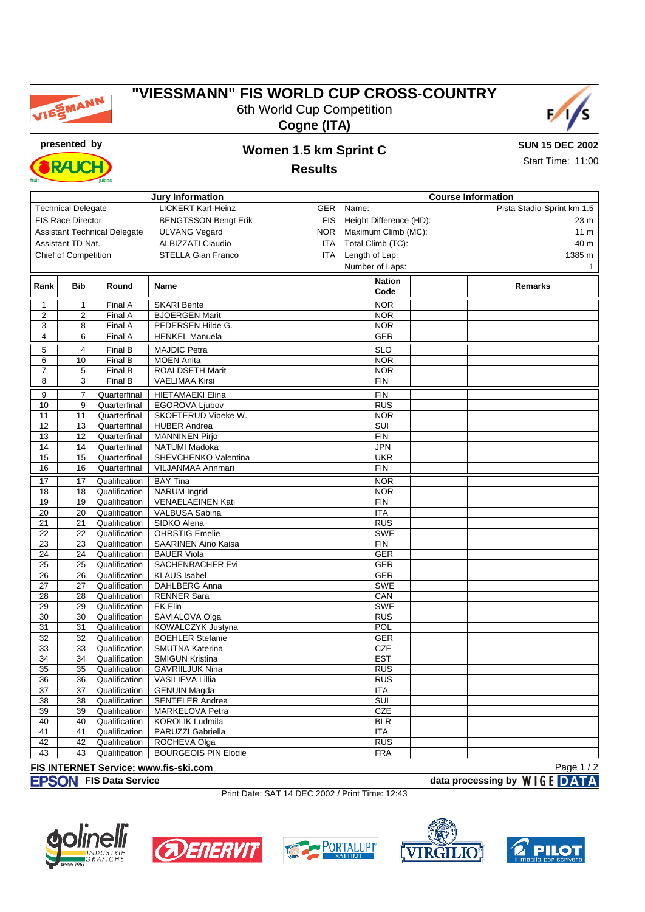# "VIESSMANN" FIS WORLD CUP CROSS-COUNTRY

6th World Cup Competition

**Cogne (ITA)**

**presented by**

## Women 1.5 km Sprint C

## Results

**SUN 15 DEC 2002**

Start Time: 11:00

| Jury Information | | | Course Information | |
|---|---|---|---|---|
| Technical Delegate | LICKERT Karl-Heinz | GER | Name: | Pista Stadio-Sprint km 1.5 |
| FIS Race Director | BENGTSSON Bengt Erik | FIS | Height Difference (HD): | 23 m |
| Assistant Technical Delegate | ULVANG Vegard | NOR | Maximum Climb (MC): | 11 m |
| Assistant TD Nat. | ALBIZZATI Claudio | ITA | Total Climb (TC): | 40 m |
| Chief of Competition | STELLA Gian Franco | ITA | Length of Lap: | 1385 m |
| | | | Number of Laps: | 1 |

| Rank | Bib | Round | Name | Nation Code | Remarks |
|---|---|---|---|---|---|
| 1 | 1 | Final A | SKARI Bente | NOR | |
| 2 | 2 | Final A | BJOERGEN Marit | NOR | |
| 3 | 8 | Final A | PEDERSEN Hilde G. | NOR | |
| 4 | 6 | Final A | HENKEL Manuela | GER | |
| 5 | 4 | Final B | MAJDIC Petra | SLO | |
| 6 | 10 | Final B | MOEN Anita | NOR | |
| 7 | 5 | Final B | ROALDSETH Marit | NOR | |
| 8 | 3 | Final B | VAELIMAA Kirsi | FIN | |
| 9 | 7 | Quarterfinal | HIETAMAEKI Elina | FIN | |
| 10 | 9 | Quarterfinal | EGOROVA Ljubov | RUS | |
| 11 | 11 | Quarterfinal | SKOFTERUD Vibeke W. | NOR | |
| 12 | 13 | Quarterfinal | HUBER Andrea | SUI | |
| 13 | 12 | Quarterfinal | MANNINEN Pirjo | FIN | |
| 14 | 14 | Quarterfinal | NATUMI Madoka | JPN | |
| 15 | 15 | Quarterfinal | SHEVCHENKO Valentina | UKR | |
| 16 | 16 | Quarterfinal | VILJANMAA Annmari | FIN | |
| 17 | 17 | Qualification | BAY Tina | NOR | |
| 18 | 18 | Qualification | NARUM Ingrid | NOR | |
| 19 | 19 | Qualification | VENAELAEINEN Kati | FIN | |
| 20 | 20 | Qualification | VALBUSA Sabina | ITA | |
| 21 | 21 | Qualification | SIDKO Alena | RUS | |
| 22 | 22 | Qualification | OHRSTIG Emelie | SWE | |
| 23 | 23 | Qualification | SAARINEN Aino Kaisa | FIN | |
| 24 | 24 | Qualification | BAUER Viola | GER | |
| 25 | 25 | Qualification | SACHENBACHER Evi | GER | |
| 26 | 26 | Qualification | KLAUS Isabel | GER | |
| 27 | 27 | Qualification | DAHLBERG Anna | SWE | |
| 28 | 28 | Qualification | RENNER Sara | CAN | |
| 29 | 29 | Qualification | EK Elin | SWE | |
| 30 | 30 | Qualification | SAVIALOVA Olga | RUS | |
| 31 | 31 | Qualification | KOWALCZYK Justyna | POL | |
| 32 | 32 | Qualification | BOEHLER Stefanie | GER | |
| 33 | 33 | Qualification | SMUTNA Katerina | CZE | |
| 34 | 34 | Qualification | SMIGUN Kristina | EST | |
| 35 | 35 | Qualification | GAVRIILJUK Nina | RUS | |
| 36 | 36 | Qualification | VASILIEVA Lillia | RUS | |
| 37 | 37 | Qualification | GENUIN Magda | ITA | |
| 38 | 38 | Qualification | SENTELER Andrea | SUI | |
| 39 | 39 | Qualification | MARKELOVA Petra | CZE | |
| 40 | 40 | Qualification | KOROLIK Ludmila | BLR | |
| 41 | 41 | Qualification | PARUZZI Gabriella | ITA | |
| 42 | 42 | Qualification | ROCHEVA Olga | RUS | |
| 43 | 43 | Qualification | BOURGEOIS PIN Elodie | FRA | |

**FIS INTERNET Service: www.fis-ski.com**

**FIS Data Service** **data processing by WIGE DATA**

Print Date: SAT 14 DEC 2002 / Print Time: 12:43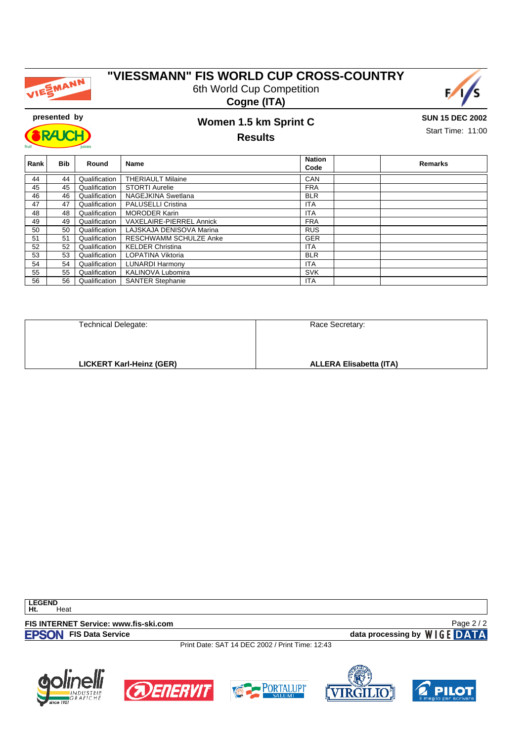# "VIESSMANN" FIS WORLD CUP CROSS-COUNTRY

6th World Cup Competition

**Cogne (ITA)**

**presented by**

## Women 1.5 km Sprint C

### Results

**SUN 15 DEC 2002**

Start Time: 11:00

| Rank | Bib | Round | Name | Nation Code | | Remarks |
|---|---|---|---|---|---|---|
| 44 | 44 | Qualification | THERIAULT Milaine | CAN | | |
| 45 | 45 | Qualification | STORTI Aurelie | FRA | | |
| 46 | 46 | Qualification | NAGEJKINA Swetlana | BLR | | |
| 47 | 47 | Qualification | PALUSELLI Cristina | ITA | | |
| 48 | 48 | Qualification | MORODER Karin | ITA | | |
| 49 | 49 | Qualification | VAXELAIRE-PIERREL Annick | FRA | | |
| 50 | 50 | Qualification | LAJSKAJA DENISOVA Marina | RUS | | |
| 51 | 51 | Qualification | RESCHWAMM SCHULZE Anke | GER | | |
| 52 | 52 | Qualification | KELDER Christina | ITA | | |
| 53 | 53 | Qualification | LOPATINA Viktoria | BLR | | |
| 54 | 54 | Qualification | LUNARDI Harmony | ITA | | |
| 55 | 55 | Qualification | KALINOVA Lubomira | SVK | | |
| 56 | 56 | Qualification | SANTER Stephanie | ITA | | |

| Technical Delegate: | Race Secretary: |
|---|---|
| **LICKERT Karl-Heinz (GER)** | **ALLERA Elisabetta (ITA)** |

**LEGEND**
**Ht.** Heat

**FIS INTERNET Service: www.fis-ski.com**

**FIS Data Service** — **data processing by WIGE DATA**

Print Date: SAT 14 DEC 2002 / Print Time: 12:43